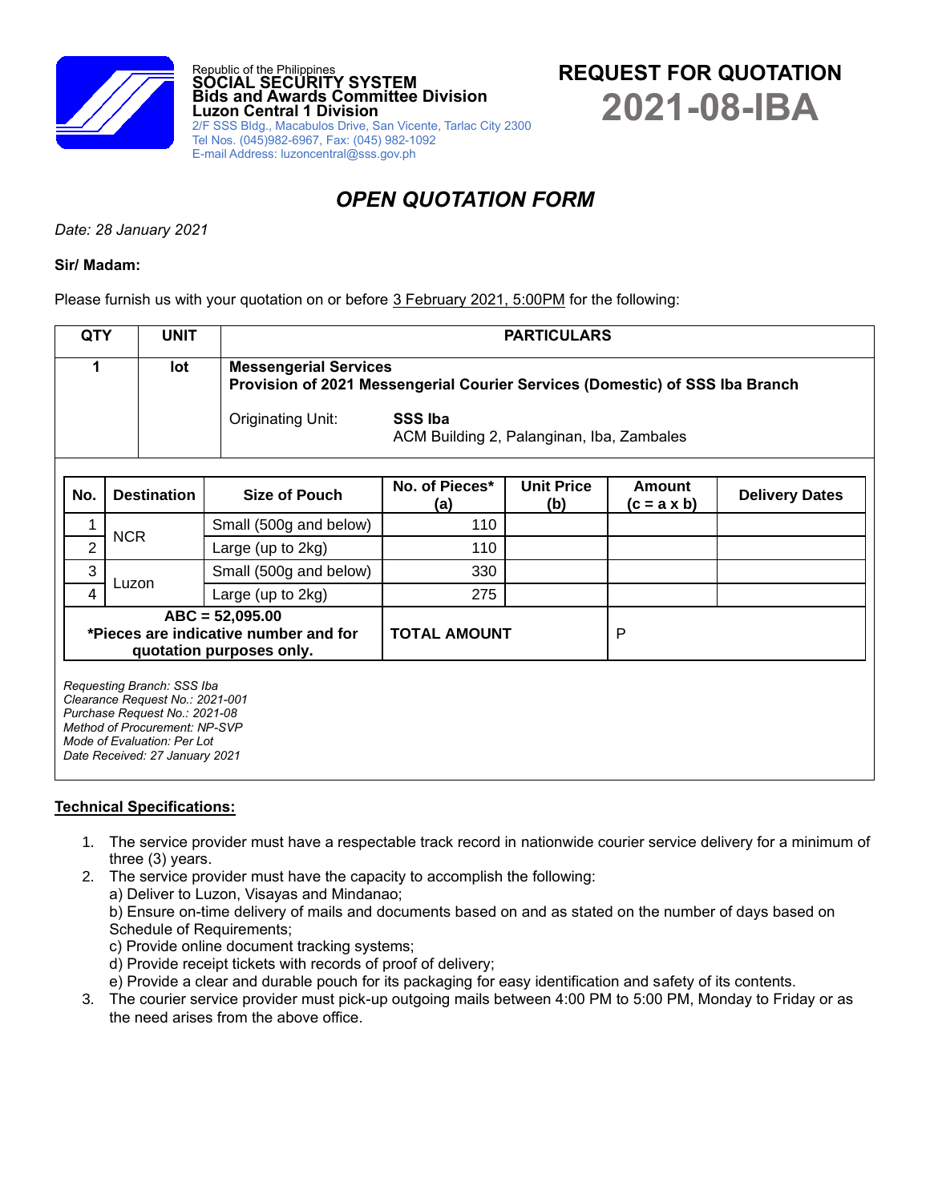Republic of the Philippines
**SOCIAL SECURITY SYSTEM**
**Bids and Awards Committee Division**
**Luzon Central 1 Division**
2/F SSS Bldg., Macabulos Drive, San Vicente, Tarlac City 2300
Tel Nos. (045)982-6967, Fax: (045) 982-1092
E-mail Address: luzoncentral@sss.gov.ph

# REQUEST FOR QUOTATION
# 2021-08-IBA

## *OPEN QUOTATION FORM*

*Date: 28 January 2021*

**Sir/ Madam:**

Please furnish us with your quotation on or before 3 February 2021, 5:00PM for the following:

| QTY | UNIT | PARTICULARS |
|---|---|---|
| 1 | lot | **Messengerial Services**<br>**Provision of 2021 Messengerial Courier Services (Domestic) of SSS Iba Branch**<br><br>Originating Unit: **SSS Iba**<br>ACM Building 2, Palanginan, Iba, Zambales |

| No. | Destination | Size of Pouch | No. of Pieces* (a) | Unit Price (b) | Amount (c = a x b) | Delivery Dates |
|---|---|---|---|---|---|---|
| 1 | NCR | Small (500g and below) | 110 | | | |
| 2 | | Large (up to 2kg) | 110 | | | |
| 3 | Luzon | Small (500g and below) | 330 | | | |
| 4 | | Large (up to 2kg) | 275 | | | |
| **ABC = 52,095.00**<br>**\*Pieces are indicative number and for quotation purposes only.** | | | **TOTAL AMOUNT** | | P | |

*Requesting Branch: SSS Iba*
*Clearance Request No.: 2021-001*
*Purchase Request No.: 2021-08*
*Method of Procurement: NP-SVP*
*Mode of Evaluation: Per Lot*
*Date Received: 27 January 2021*

**Technical Specifications:**

1. The service provider must have a respectable track record in nationwide courier service delivery for a minimum of three (3) years.
2. The service provider must have the capacity to accomplish the following:
   a) Deliver to Luzon, Visayas and Mindanao;
   b) Ensure on-time delivery of mails and documents based on and as stated on the number of days based on Schedule of Requirements;
   c) Provide online document tracking systems;
   d) Provide receipt tickets with records of proof of delivery;
   e) Provide a clear and durable pouch for its packaging for easy identification and safety of its contents.
3. The courier service provider must pick-up outgoing mails between 4:00 PM to 5:00 PM, Monday to Friday or as the need arises from the above office.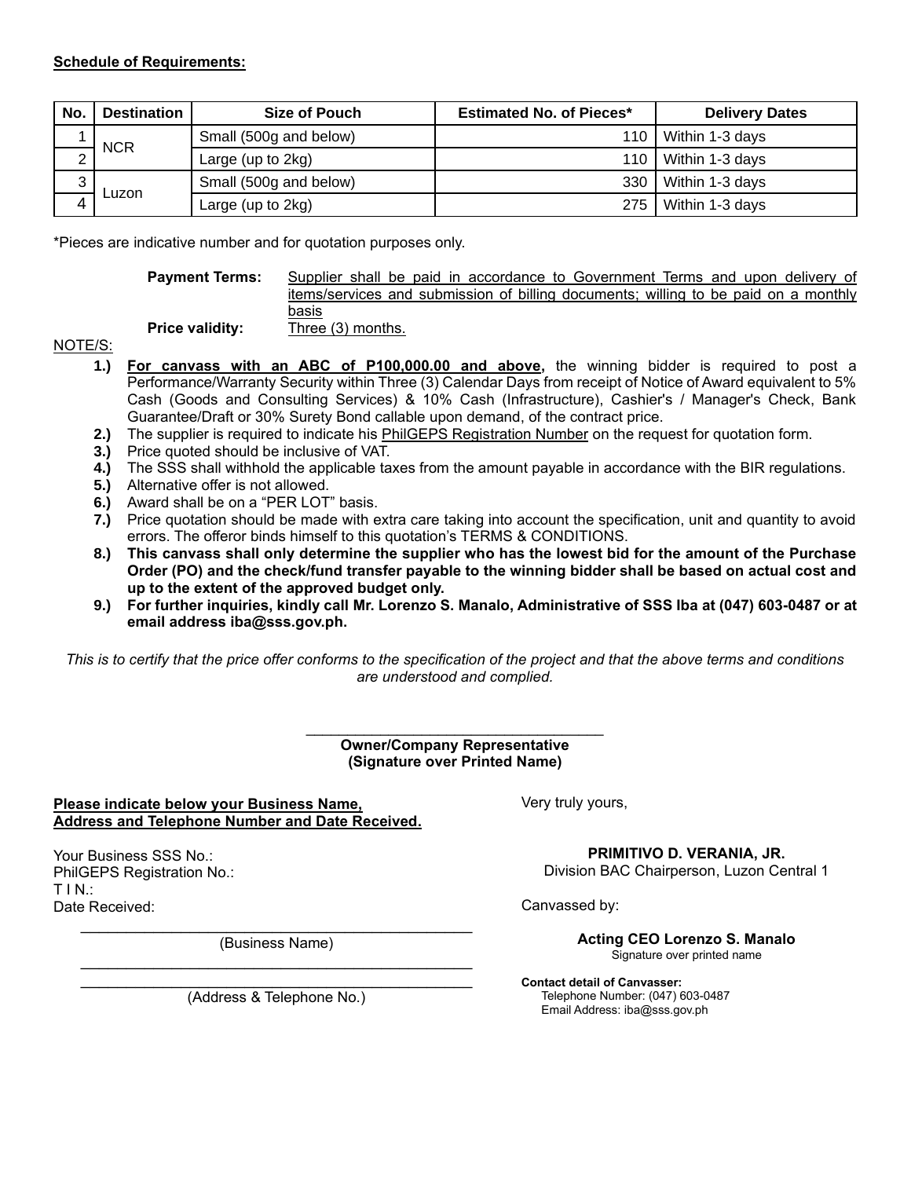**Schedule of Requirements:**

| No. | Destination | Size of Pouch | Estimated No. of Pieces* | Delivery Dates |
|---|---|---|---|---|
| 1 | NCR | Small (500g and below) | 110 | Within 1-3 days |
| 2 | | Large (up to 2kg) | 110 | Within 1-3 days |
| 3 | Luzon | Small (500g and below) | 330 | Within 1-3 days |
| 4 | | Large (up to 2kg) | 275 | Within 1-3 days |

*Pieces are indicative number and for quotation purposes only.

**Payment Terms:** Supplier shall be paid in accordance to Government Terms and upon delivery of items/services and submission of billing documents; willing to be paid on a monthly basis

**Price validity:** Three (3) months.

NOTE/S:

1.) **For canvass with an ABC of P100,000.00 and above,** the winning bidder is required to post a Performance/Warranty Security within Three (3) Calendar Days from receipt of Notice of Award equivalent to 5% Cash (Goods and Consulting Services) & 10% Cash (Infrastructure), Cashier's / Manager's Check, Bank Guarantee/Draft or 30% Surety Bond callable upon demand, of the contract price.

2.) The supplier is required to indicate his PhilGEPS Registration Number on the request for quotation form.

3.) Price quoted should be inclusive of VAT.

4.) The SSS shall withhold the applicable taxes from the amount payable in accordance with the BIR regulations.

5.) Alternative offer is not allowed.

6.) Award shall be on a "PER LOT" basis.

7.) Price quotation should be made with extra care taking into account the specification, unit and quantity to avoid errors. The offeror binds himself to this quotation's TERMS & CONDITIONS.

8.) **This canvass shall only determine the supplier who has the lowest bid for the amount of the Purchase Order (PO) and the check/fund transfer payable to the winning bidder shall be based on actual cost and up to the extent of the approved budget only.**

9.) **For further inquiries, kindly call Mr. Lorenzo S. Manalo, Administrative of SSS Iba at (047) 603-0487 or at email address iba@sss.gov.ph.**

*This is to certify that the price offer conforms to the specification of the project and that the above terms and conditions are understood and complied.*

\_\_\_\_\_\_\_\_\_\_\_\_\_\_\_\_\_\_\_\_\_\_\_\_\_\_\_\_\_\_\_\_\_\_\_

**Owner/Company Representative**
**(Signature over Printed Name)**

**Please indicate below your Business Name, Address and Telephone Number and Date Received.**

Your Business SSS No.:
PhilGEPS Registration No.:
T I N.:
Date Received:

\_\_\_\_\_\_\_\_\_\_\_\_\_\_\_\_\_\_\_\_\_\_\_\_\_\_\_\_\_\_\_\_\_\_\_\_\_\_\_\_\_\_\_\_\_\_
(Business Name)

\_\_\_\_\_\_\_\_\_\_\_\_\_\_\_\_\_\_\_\_\_\_\_\_\_\_\_\_\_\_\_\_\_\_\_\_\_\_\_\_\_\_\_\_\_\_
\_\_\_\_\_\_\_\_\_\_\_\_\_\_\_\_\_\_\_\_\_\_\_\_\_\_\_\_\_\_\_\_\_\_\_\_\_\_\_\_\_\_\_\_\_\_
(Address & Telephone No.)

Very truly yours,

**PRIMITIVO D. VERANIA, JR.**
Division BAC Chairperson, Luzon Central 1

Canvassed by:

**Acting CEO Lorenzo S. Manalo**
Signature over printed name

**Contact detail of Canvasser:**
Telephone Number: (047) 603-0487
Email Address: iba@sss.gov.ph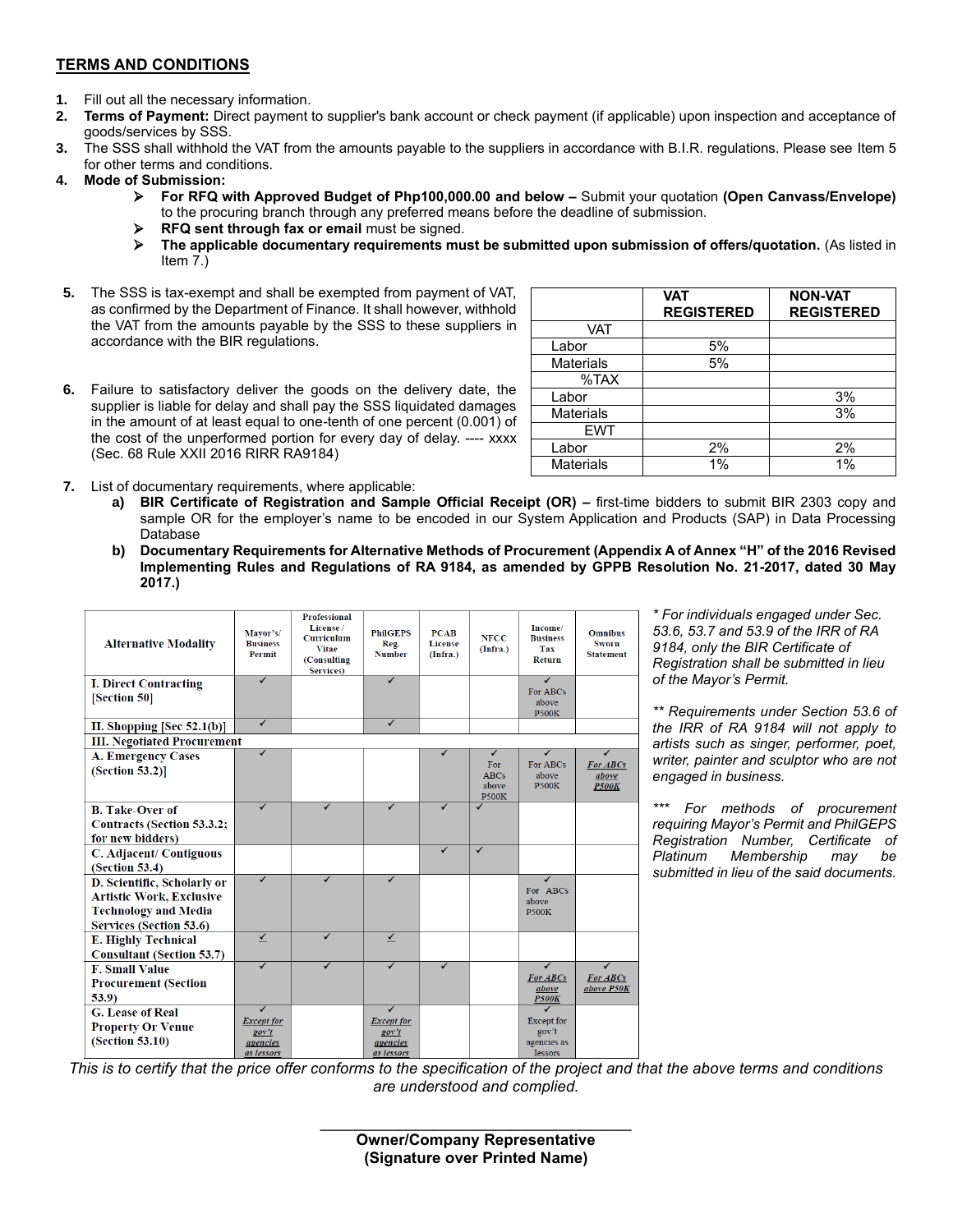**TERMS AND CONDITIONS**

1. Fill out all the necessary information.
2. **Terms of Payment:** Direct payment to supplier's bank account or check payment (if applicable) upon inspection and acceptance of goods/services by SSS.
3. The SSS shall withhold the VAT from the amounts payable to the suppliers in accordance with B.I.R. regulations. Please see Item 5 for other terms and conditions.
4. **Mode of Submission:**
   - **For RFQ with Approved Budget of Php100,000.00 and below –** Submit your quotation **(Open Canvass/Envelope)** to the procuring branch through any preferred means before the deadline of submission.
   - **RFQ sent through fax or email** must be signed.
   - **The applicable documentary requirements must be submitted upon submission of offers/quotation.** (As listed in Item 7.)

5. The SSS is tax-exempt and shall be exempted from payment of VAT, as confirmed by the Department of Finance. It shall however, withhold the VAT from the amounts payable by the SSS to these suppliers in accordance with the BIR regulations.

6. Failure to satisfactory deliver the goods on the delivery date, the supplier is liable for delay and shall pay the SSS liquidated damages in the amount of at least equal to one-tenth of one percent (0.001) of the cost of the unperformed portion for every day of delay. ---- xxxx (Sec. 68 Rule XXII 2016 RIRR RA9184)

| | VAT REGISTERED | NON-VAT REGISTERED |
|---|---|---|
| VAT | | |
| Labor | 5% | |
| Materials | 5% | |
| %TAX | | |
| Labor | | 3% |
| Materials | | 3% |
| EWT | | |
| Labor | 2% | 2% |
| Materials | 1% | 1% |

7. List of documentary requirements, where applicable:
   a) **BIR Certificate of Registration and Sample Official Receipt (OR) –** first-time bidders to submit BIR 2303 copy and sample OR for the employer's name to be encoded in our System Application and Products (SAP) in Data Processing Database
   b) **Documentary Requirements for Alternative Methods of Procurement (Appendix A of Annex "H" of the 2016 Revised Implementing Rules and Regulations of RA 9184, as amended by GPPB Resolution No. 21-2017, dated 30 May 2017.)**

| Alternative Modality | Mayor's/ Business Permit | Professional License / Curriculum Vitae (Consulting Services) | PhilGEPS Reg. Number | PCAB License (Infra.) | NFCC (Infra.) | Income/ Business Tax Return | Omnibus Sworn Statement |
|---|---|---|---|---|---|---|---|
| I. Direct Contracting [Section 50] | ✓ | | ✓ | | | ✓ For ABCs above P500K | |
| II. Shopping [Sec 52.1(b)] | ✓ | | ✓ | | | | |
| III. Negotiated Procurement | | | | | | | |
| A. Emergency Cases (Section 53.2)] | ✓ | | | ✓ | ✓ For ABCs above P500K | ✓ For ABCs above P500K | ✓ *For ABCs above P500K* |
| B. Take-Over of Contracts (Section 53.3.2; for new bidders) | ✓ | ✓ | ✓ | ✓ | ✓ | | |
| C. Adjacent/ Contiguous (Section 53.4) | | | | ✓ | ✓ | | |
| D. Scientific, Scholarly or Artistic Work, Exclusive Technology and Media Services (Section 53.6) | ✓ | ✓ | ✓ | | | ✓ For ABCs above P500K | |
| E. Highly Technical Consultant (Section 53.7) | ✓ | ✓ | ✓ | | | | |
| F. Small Value Procurement (Section 53.9) | ✓ | ✓ | ✓ | ✓ | | ✓ *For ABCs above P500K* | ✓ *For ABCs above P50K* |
| G. Lease of Real Property Or Venue (Section 53.10) | ✓ *Except for gov't agencies as lessors* | | ✓ *Except for gov't agencies as lessors* | | | ✓ Except for gov't agencies as lessors | |

*\* For individuals engaged under Sec. 53.6, 53.7 and 53.9 of the IRR of RA 9184, only the BIR Certificate of Registration shall be submitted in lieu of the Mayor's Permit.*

*\*\* Requirements under Section 53.6 of the IRR of RA 9184 will not apply to artists such as singer, performer, poet, writer, painter and sculptor who are not engaged in business.*

*\*\*\* For methods of procurement requiring Mayor's Permit and PhilGEPS Registration Number, Certificate of Platinum Membership may be submitted in lieu of the said documents.*

*This is to certify that the price offer conforms to the specification of the project and that the above terms and conditions are understood and complied.*

\_\_\_\_\_\_\_\_\_\_\_\_\_\_\_\_\_\_\_\_\_\_\_\_\_\_\_\_\_\_\_\_\_\_\_\_

**Owner/Company Representative**
**(Signature over Printed Name)**